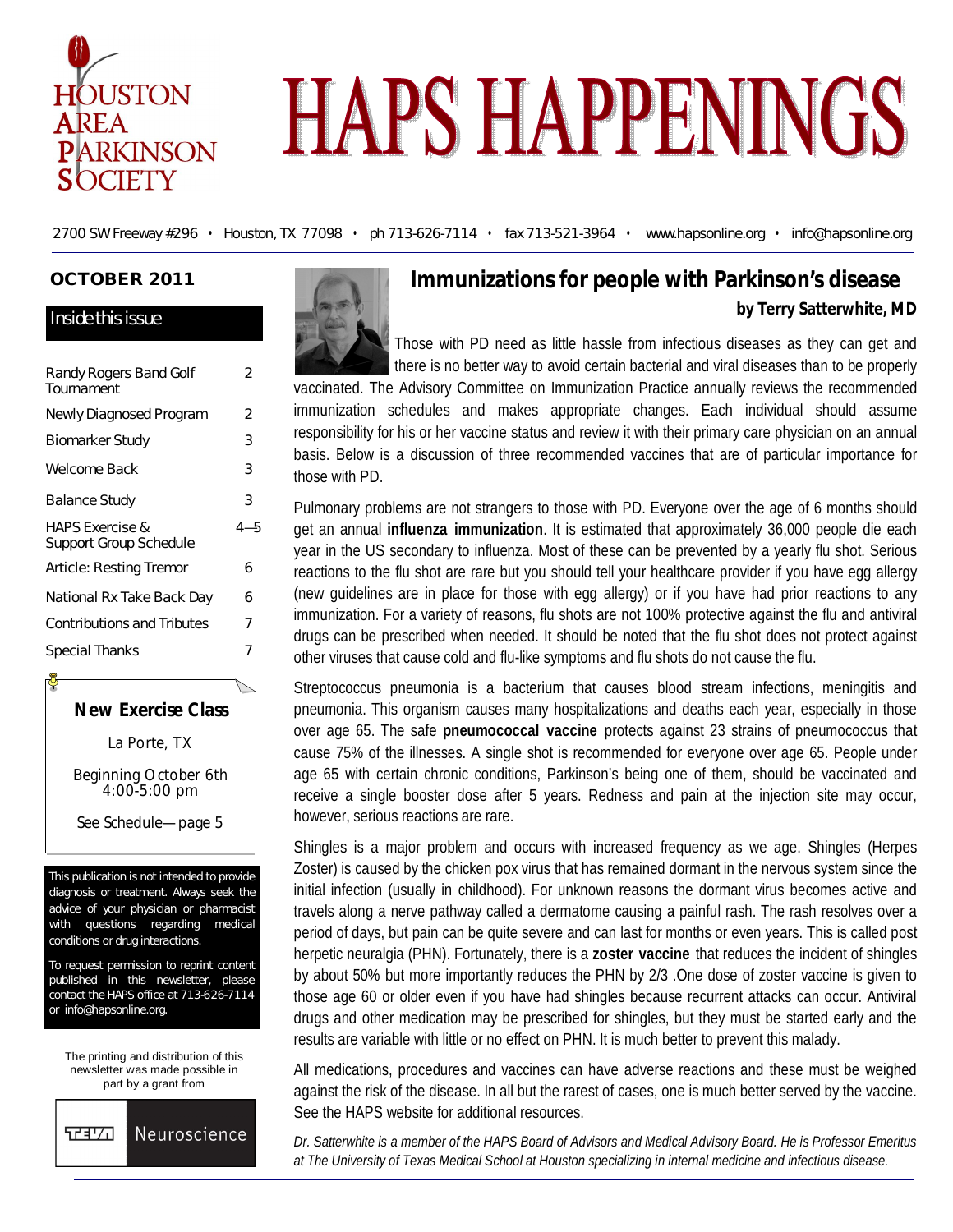# HOUSTON AREA PARKINSON SOCIETY

# HAPS HAPPENINGS

2700 SW Freeway #296 • Houston, TX 77098 • ph 713-626-7114 • fax 713-521-3964 • www.hapsonline.org • info@hapsonline.org

**OCTOBER 2011**

## Inside this issue

| | |
|---|---|
| Randy Rogers Band Golf Tournament | 2 |
| Newly Diagnosed Program | 2 |
| Biomarker Study | 3 |
| Welcome Back | 3 |
| Balance Study | 3 |
| HAPS Exercise & Support Group Schedule | 4—5 |
| Article: Resting Tremor | 6 |
| National Rx Take Back Day | 6 |
| Contributions and Tributes | 7 |
| Special Thanks | 7 |

**New Exercise Class**

La Porte, TX

Beginning October 6th 4:00-5:00 pm

See Schedule—page 5

This publication is not intended to provide diagnosis or treatment. Always seek the advice of your physician or pharmacist with questions regarding medical conditions or drug interactions.

To request permission to reprint content published in this newsletter, please contact the HAPS office at 713-626-7114 or info@hapsonline.org.

The printing and distribution of this newsletter was made possible in part by a grant from

TEVA Neuroscience

## Immunizations for people with Parkinson's disease

**by Terry Satterwhite, MD**

Those with PD need as little hassle from infectious diseases as they can get and there is no better way to avoid certain bacterial and viral diseases than to be properly vaccinated. The Advisory Committee on Immunization Practice annually reviews the recommended immunization schedules and makes appropriate changes. Each individual should assume responsibility for his or her vaccine status and review it with their primary care physician on an annual basis. Below is a discussion of three recommended vaccines that are of particular importance for those with PD.

Pulmonary problems are not strangers to those with PD. Everyone over the age of 6 months should get an annual **influenza immunization**. It is estimated that approximately 36,000 people die each year in the US secondary to influenza. Most of these can be prevented by a yearly flu shot. Serious reactions to the flu shot are rare but you should tell your healthcare provider if you have egg allergy (new guidelines are in place for those with egg allergy) or if you have had prior reactions to any immunization. For a variety of reasons, flu shots are not 100% protective against the flu and antiviral drugs can be prescribed when needed. It should be noted that the flu shot does not protect against other viruses that cause cold and flu-like symptoms and flu shots do not cause the flu.

Streptococcus pneumonia is a bacterium that causes blood stream infections, meningitis and pneumonia. This organism causes many hospitalizations and deaths each year, especially in those over age 65. The safe **pneumococcal vaccine** protects against 23 strains of pneumococcus that cause 75% of the illnesses. A single shot is recommended for everyone over age 65. People under age 65 with certain chronic conditions, Parkinson's being one of them, should be vaccinated and receive a single booster dose after 5 years. Redness and pain at the injection site may occur, however, serious reactions are rare.

Shingles is a major problem and occurs with increased frequency as we age. Shingles (Herpes Zoster) is caused by the chicken pox virus that has remained dormant in the nervous system since the initial infection (usually in childhood). For unknown reasons the dormant virus becomes active and travels along a nerve pathway called a dermatome causing a painful rash. The rash resolves over a period of days, but pain can be quite severe and can last for months or even years. This is called post herpetic neuralgia (PHN). Fortunately, there is a **zoster vaccine** that reduces the incident of shingles by about 50% but more importantly reduces the PHN by 2/3 .One dose of zoster vaccine is given to those age 60 or older even if you have had shingles because recurrent attacks can occur. Antiviral drugs and other medication may be prescribed for shingles, but they must be started early and the results are variable with little or no effect on PHN. It is much better to prevent this malady.

All medications, procedures and vaccines can have adverse reactions and these must be weighed against the risk of the disease. In all but the rarest of cases, one is much better served by the vaccine. See the HAPS website for additional resources.

*Dr. Satterwhite is a member of the HAPS Board of Advisors and Medical Advisory Board. He is Professor Emeritus at The University of Texas Medical School at Houston specializing in internal medicine and infectious disease.*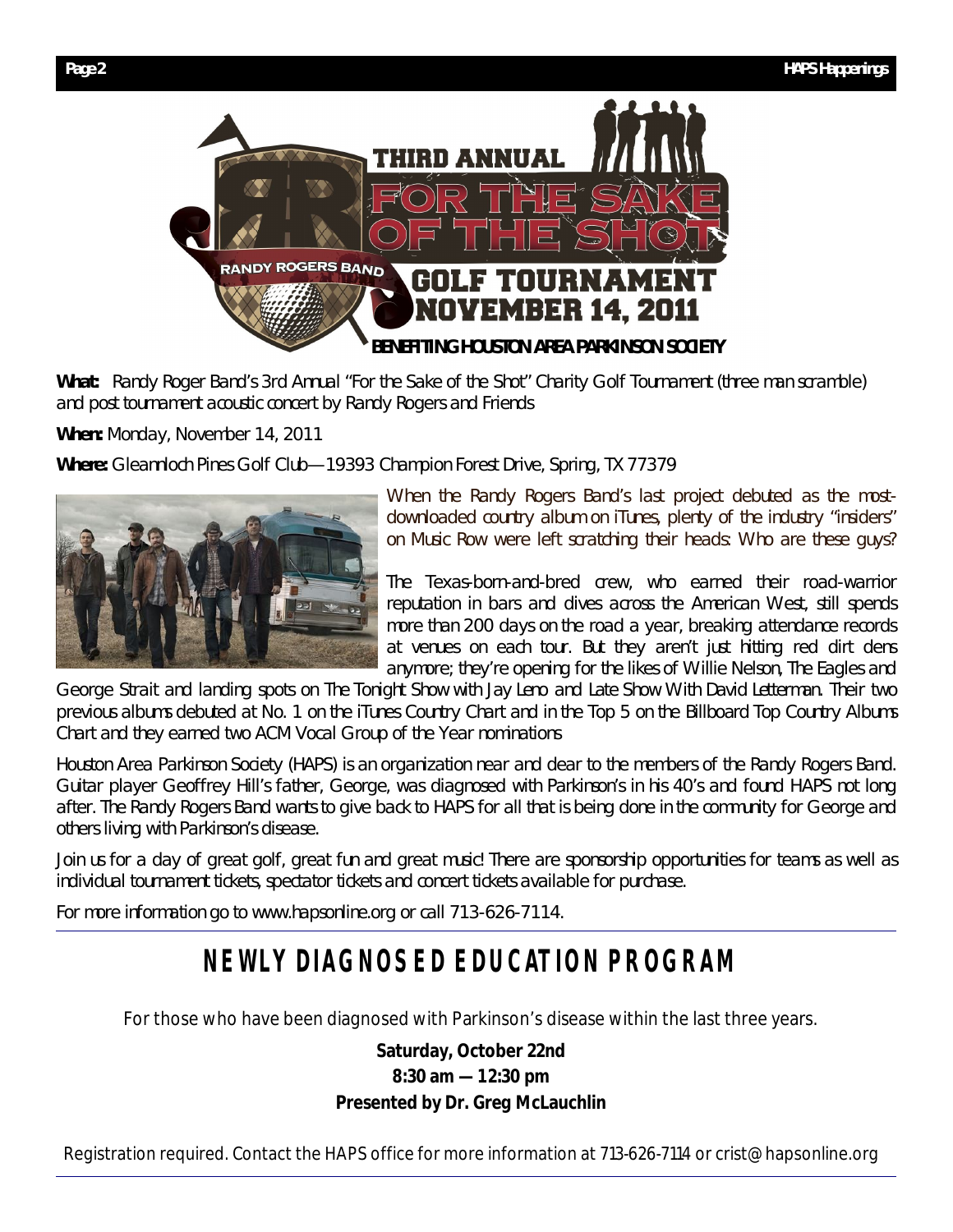# THIRD ANNUAL FOR THE SAKE OF THE SHOT GOLF TOURNAMENT

RANDY ROGERS BAND

NOVEMBER 14, 2011

**BENEFITTING HOUSTON AREA PARKINSON SOCIETY**

**What:** Randy Roger Band's 3rd Annual "For the Sake of the Shot" Charity Golf Tournament (three man scramble) and post tournament acoustic concert by Randy Rogers and Friends

**When:** Monday, November 14, 2011

**Where:** Gleannloch Pines Golf Club—19393 Champion Forest Drive, Spring, TX 77379

When the Randy Rogers Band's last project debuted as the most-downloaded country album on iTunes, plenty of the industry "insiders" on Music Row were left scratching their heads: Who are these guys?

The Texas-born-and-bred crew, who earned their road-warrior reputation in bars and dives across the American West, still spends more than 200 days on the road a year, breaking attendance records at venues on each tour. But they aren't just hitting red dirt dens anymore; they're opening for the likes of Willie Nelson, The Eagles and George Strait and landing spots on The Tonight Show with Jay Leno and Late Show With David Letterman. Their two previous albums debuted at No. 1 on the iTunes Country Chart and in the Top 5 on the Billboard Top Country Albums Chart and they earned two ACM Vocal Group of the Year nominations

Houston Area Parkinson Society (HAPS) is an organization near and dear to the members of the Randy Rogers Band. Guitar player Geoffrey Hill's father, George, was diagnosed with Parkinson's in his 40's and found HAPS not long after. The Randy Rogers Band wants to give back to HAPS for all that is being done in the community for George and others living with Parkinson's disease.

Join us for a day of great golf, great fun and great music! There are sponsorship opportunities for teams as well as individual tournament tickets, spectator tickets and concert tickets available for purchase.

For more information go to www.hapsonline.org or call 713-626-7114.

## NEWLY DIAGNOSED EDUCATION PROGRAM

For those who have been diagnosed with Parkinson's disease within the last three years.

**Saturday, October 22nd**
**8:30 am — 12:30 pm**
**Presented by Dr. Greg McLauchlin**

Registration required. Contact the HAPS office for more information at 713-626-7114 or crist@hapsonline.org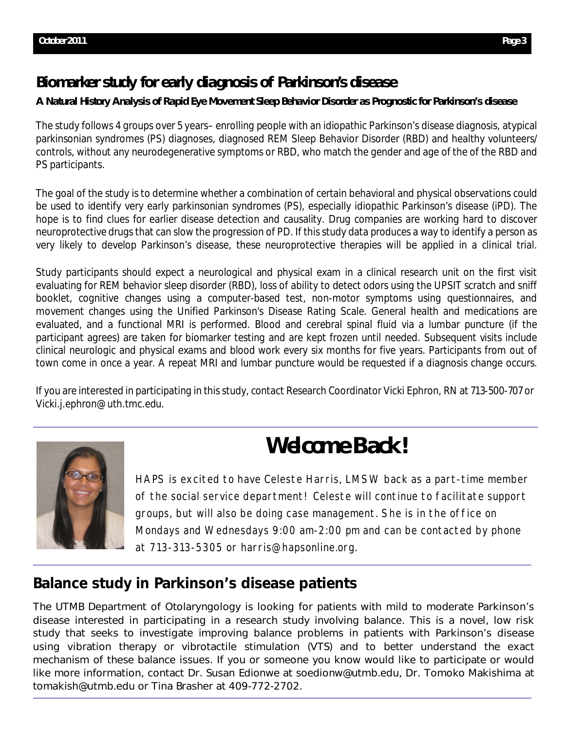## Biomarker study for early diagnosis of Parkinson's disease

**A Natural History Analysis of Rapid Eye Movement Sleep Behavior Disorder as Prognostic for Parkinson's disease**

The study follows 4 groups over 5 years– enrolling people with an idiopathic Parkinson's disease diagnosis, atypical parkinsonian syndromes (PS) diagnoses, diagnosed REM Sleep Behavior Disorder (RBD) and healthy volunteers/controls, without any neurodegenerative symptoms or RBD, who match the gender and age of the of the RBD and PS participants.

The goal of the study is to determine whether a combination of certain behavioral and physical observations could be used to identify very early parkinsonian syndromes (PS), especially idiopathic Parkinson's disease (iPD). The hope is to find clues for earlier disease detection and causality. Drug companies are working hard to discover neuroprotective drugs that can slow the progression of PD. If this study data produces a way to identify a person as very likely to develop Parkinson's disease, these neuroprotective therapies will be applied in a clinical trial.

Study participants should expect a neurological and physical exam in a clinical research unit on the first visit evaluating for REM behavior sleep disorder (RBD), loss of ability to detect odors using the UPSIT scratch and sniff booklet, cognitive changes using a computer-based test, non-motor symptoms using questionnaires, and movement changes using the Unified Parkinson's Disease Rating Scale. General health and medications are evaluated, and a functional MRI is performed. Blood and cerebral spinal fluid via a lumbar puncture (if the participant agrees) are taken for biomarker testing and are kept frozen until needed. Subsequent visits include clinical neurologic and physical exams and blood work every six months for five years. Participants from out of town come in once a year. A repeat MRI and lumbar puncture would be requested if a diagnosis change occurs.

If you are interested in participating in this study, contact Research Coordinator Vicki Ephron, RN at 713-500-707 or Vicki.j.ephron@uth.tmc.edu.

# Welcome Back!

HAPS is excited to have Celeste Harris, LMSW back as a part-time member of the social service department! Celeste will continue to facilitate support groups, but will also be doing case management. She is in the office on Mondays and Wednesdays 9:00 am-2:00 pm and can be contacted by phone at 713-313-5305 or harris@hapsonline.org.

## Balance study in Parkinson's disease patients

The UTMB Department of Otolaryngology is looking for patients with mild to moderate Parkinson's disease interested in participating in a research study involving balance. This is a novel, low risk study that seeks to investigate improving balance problems in patients with Parkinson's disease using vibration therapy or vibrotactile stimulation (VTS) and to better understand the exact mechanism of these balance issues. If you or someone you know would like to participate or would like more information, contact Dr. Susan Edionwe at soedionw@utmb.edu, Dr. Tomoko Makishima at tomakish@utmb.edu or Tina Brasher at 409-772-2702.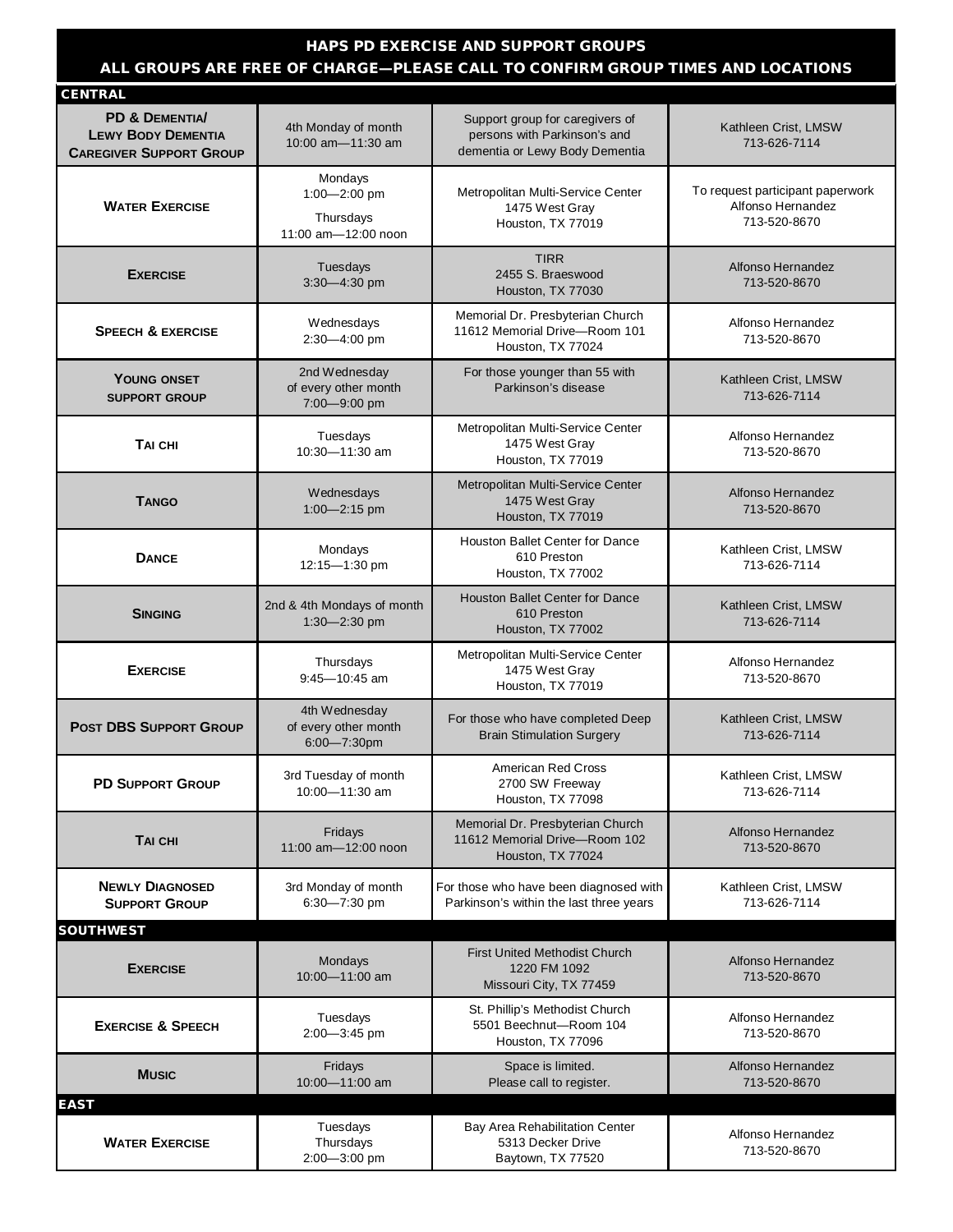## HAPS PD EXERCISE AND SUPPORT GROUPS

**ALL GROUPS ARE FREE OF CHARGE—PLEASE CALL TO CONFIRM GROUP TIMES AND LOCATIONS**

| Group | Schedule | Location / Description | Contact |
|---|---|---|---|
| **CENTRAL** | | | |
| **PD & Dementia/ Lewy Body Dementia Caregiver Support Group** | 4th Monday of month 10:00 am—11:30 am | Support group for caregivers of persons with Parkinson's and dementia or Lewy Body Dementia | Kathleen Crist, LMSW 713-626-7114 |
| **Water Exercise** | Mondays 1:00—2:00 pm; Thursdays 11:00 am—12:00 noon | Metropolitan Multi-Service Center 1475 West Gray Houston, TX 77019 | To request participant paperwork Alfonso Hernandez 713-520-8670 |
| **Exercise** | Tuesdays 3:30—4:30 pm | TIRR 2455 S. Braeswood Houston, TX 77030 | Alfonso Hernandez 713-520-8670 |
| **Speech & exercise** | Wednesdays 2:30—4:00 pm | Memorial Dr. Presbyterian Church 11612 Memorial Drive—Room 101 Houston, TX 77024 | Alfonso Hernandez 713-520-8670 |
| **Young onset support group** | 2nd Wednesday of every other month 7:00—9:00 pm | For those younger than 55 with Parkinson's disease | Kathleen Crist, LMSW 713-626-7114 |
| **Tai chi** | Tuesdays 10:30—11:30 am | Metropolitan Multi-Service Center 1475 West Gray Houston, TX 77019 | Alfonso Hernandez 713-520-8670 |
| **Tango** | Wednesdays 1:00—2:15 pm | Metropolitan Multi-Service Center 1475 West Gray Houston, TX 77019 | Alfonso Hernandez 713-520-8670 |
| **Dance** | Mondays 12:15—1:30 pm | Houston Ballet Center for Dance 610 Preston Houston, TX 77002 | Kathleen Crist, LMSW 713-626-7114 |
| **Singing** | 2nd & 4th Mondays of month 1:30—2:30 pm | Houston Ballet Center for Dance 610 Preston Houston, TX 77002 | Kathleen Crist, LMSW 713-626-7114 |
| **Exercise** | Thursdays 9:45—10:45 am | Metropolitan Multi-Service Center 1475 West Gray Houston, TX 77019 | Alfonso Hernandez 713-520-8670 |
| **Post DBS Support Group** | 4th Wednesday of every other month 6:00—7:30pm | For those who have completed Deep Brain Stimulation Surgery | Kathleen Crist, LMSW 713-626-7114 |
| **PD Support Group** | 3rd Tuesday of month 10:00—11:30 am | American Red Cross 2700 SW Freeway Houston, TX 77098 | Kathleen Crist, LMSW 713-626-7114 |
| **Tai chi** | Fridays 11:00 am—12:00 noon | Memorial Dr. Presbyterian Church 11612 Memorial Drive—Room 102 Houston, TX 77024 | Alfonso Hernandez 713-520-8670 |
| **Newly Diagnosed Support Group** | 3rd Monday of month 6:30—7:30 pm | For those who have been diagnosed with Parkinson's within the last three years | Kathleen Crist, LMSW 713-626-7114 |
| **SOUTHWEST** | | | |
| **Exercise** | Mondays 10:00—11:00 am | First United Methodist Church 1220 FM 1092 Missouri City, TX 77459 | Alfonso Hernandez 713-520-8670 |
| **Exercise & Speech** | Tuesdays 2:00—3:45 pm | St. Phillip's Methodist Church 5501 Beechnut—Room 104 Houston, TX 77096 | Alfonso Hernandez 713-520-8670 |
| **Music** | Fridays 10:00—11:00 am | Space is limited. Please call to register. | Alfonso Hernandez 713-520-8670 |
| **EAST** | | | |
| **Water Exercise** | Tuesdays Thursdays 2:00—3:00 pm | Bay Area Rehabilitation Center 5313 Decker Drive Baytown, TX 77520 | Alfonso Hernandez 713-520-8670 |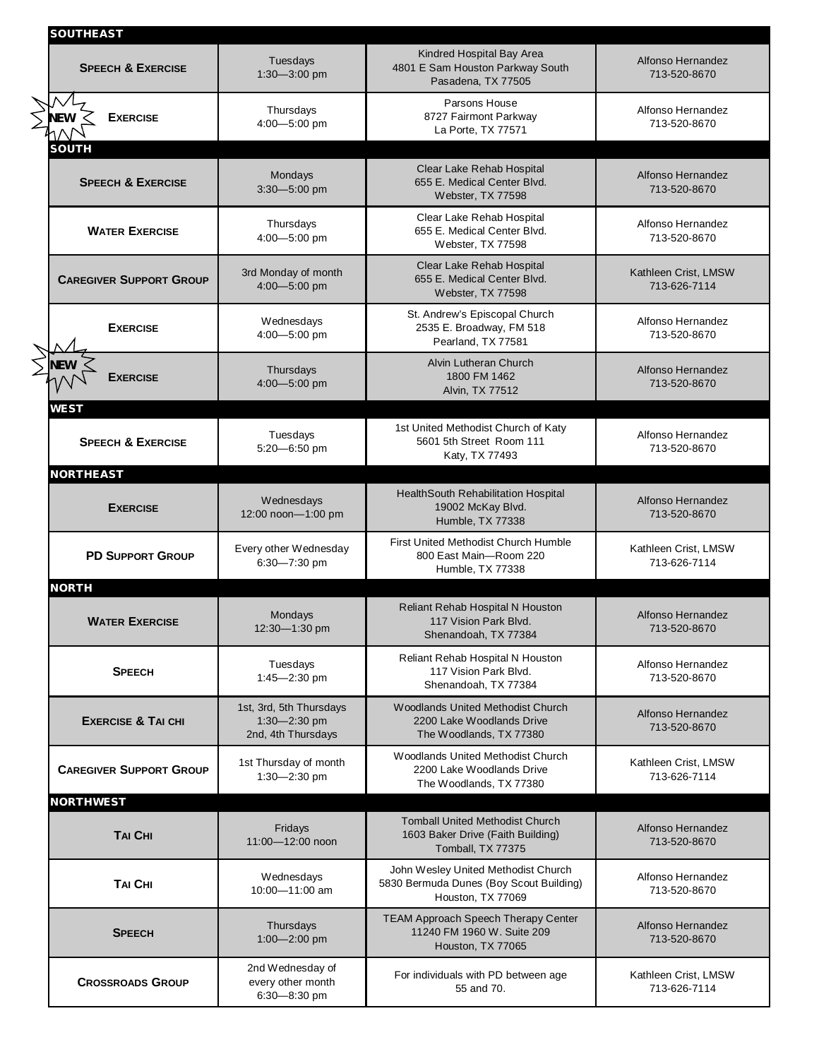| | | | |
|---|---|---|---|
| **SOUTHEAST** | | | |
| **Speech & Exercise** | Tuesdays<br>1:30—3:00 pm | Kindred Hospital Bay Area<br>4801 E Sam Houston Parkway South<br>Pasadena, TX 77505 | Alfonso Hernandez<br>713-520-8670 |
| NEW **Exercise** | Thursdays<br>4:00—5:00 pm | Parsons House<br>8727 Fairmont Parkway<br>La Porte, TX 77571 | Alfonso Hernandez<br>713-520-8670 |
| **SOUTH** | | | |
| **Speech & Exercise** | Mondays<br>3:30—5:00 pm | Clear Lake Rehab Hospital<br>655 E. Medical Center Blvd.<br>Webster, TX 77598 | Alfonso Hernandez<br>713-520-8670 |
| **Water Exercise** | Thursdays<br>4:00—5:00 pm | Clear Lake Rehab Hospital<br>655 E. Medical Center Blvd.<br>Webster, TX 77598 | Alfonso Hernandez<br>713-520-8670 |
| **Caregiver Support Group** | 3rd Monday of month<br>4:00—5:00 pm | Clear Lake Rehab Hospital<br>655 E. Medical Center Blvd.<br>Webster, TX 77598 | Kathleen Crist, LMSW<br>713-626-7114 |
| **Exercise** | Wednesdays<br>4:00—5:00 pm | St. Andrew's Episcopal Church<br>2535 E. Broadway, FM 518<br>Pearland, TX 77581 | Alfonso Hernandez<br>713-520-8670 |
| NEW **Exercise** | Thursdays<br>4:00—5:00 pm | Alvin Lutheran Church<br>1800 FM 1462<br>Alvin, TX 77512 | Alfonso Hernandez<br>713-520-8670 |
| **WEST** | | | |
| **Speech & Exercise** | Tuesdays<br>5:20—6:50 pm | 1st United Methodist Church of Katy<br>5601 5th Street Room 111<br>Katy, TX 77493 | Alfonso Hernandez<br>713-520-8670 |
| **NORTHEAST** | | | |
| **Exercise** | Wednesdays<br>12:00 noon—1:00 pm | HealthSouth Rehabilitation Hospital<br>19002 McKay Blvd.<br>Humble, TX 77338 | Alfonso Hernandez<br>713-520-8670 |
| **PD Support Group** | Every other Wednesday<br>6:30—7:30 pm | First United Methodist Church Humble<br>800 East Main—Room 220<br>Humble, TX 77338 | Kathleen Crist, LMSW<br>713-626-7114 |
| **NORTH** | | | |
| **Water Exercise** | Mondays<br>12:30—1:30 pm | Reliant Rehab Hospital N Houston<br>117 Vision Park Blvd.<br>Shenandoah, TX 77384 | Alfonso Hernandez<br>713-520-8670 |
| **Speech** | Tuesdays<br>1:45—2:30 pm | Reliant Rehab Hospital N Houston<br>117 Vision Park Blvd.<br>Shenandoah, TX 77384 | Alfonso Hernandez<br>713-520-8670 |
| **Exercise & Tai chi** | 1st, 3rd, 5th Thursdays<br>1:30—2:30 pm<br>2nd, 4th Thursdays | Woodlands United Methodist Church<br>2200 Lake Woodlands Drive<br>The Woodlands, TX 77380 | Alfonso Hernandez<br>713-520-8670 |
| **Caregiver Support Group** | 1st Thursday of month<br>1:30—2:30 pm | Woodlands United Methodist Church<br>2200 Lake Woodlands Drive<br>The Woodlands, TX 77380 | Kathleen Crist, LMSW<br>713-626-7114 |
| **NORTHWEST** | | | |
| **Tai Chi** | Fridays<br>11:00—12:00 noon | Tomball United Methodist Church<br>1603 Baker Drive (Faith Building)<br>Tomball, TX 77375 | Alfonso Hernandez<br>713-520-8670 |
| **Tai Chi** | Wednesdays<br>10:00—11:00 am | John Wesley United Methodist Church<br>5830 Bermuda Dunes (Boy Scout Building)<br>Houston, TX 77069 | Alfonso Hernandez<br>713-520-8670 |
| **Speech** | Thursdays<br>1:00—2:00 pm | TEAM Approach Speech Therapy Center<br>11240 FM 1960 W. Suite 209<br>Houston, TX 77065 | Alfonso Hernandez<br>713-520-8670 |
| **Crossroads Group** | 2nd Wednesday of<br>every other month<br>6:30—8:30 pm | For individuals with PD between age<br>55 and 70. | Kathleen Crist, LMSW<br>713-626-7114 |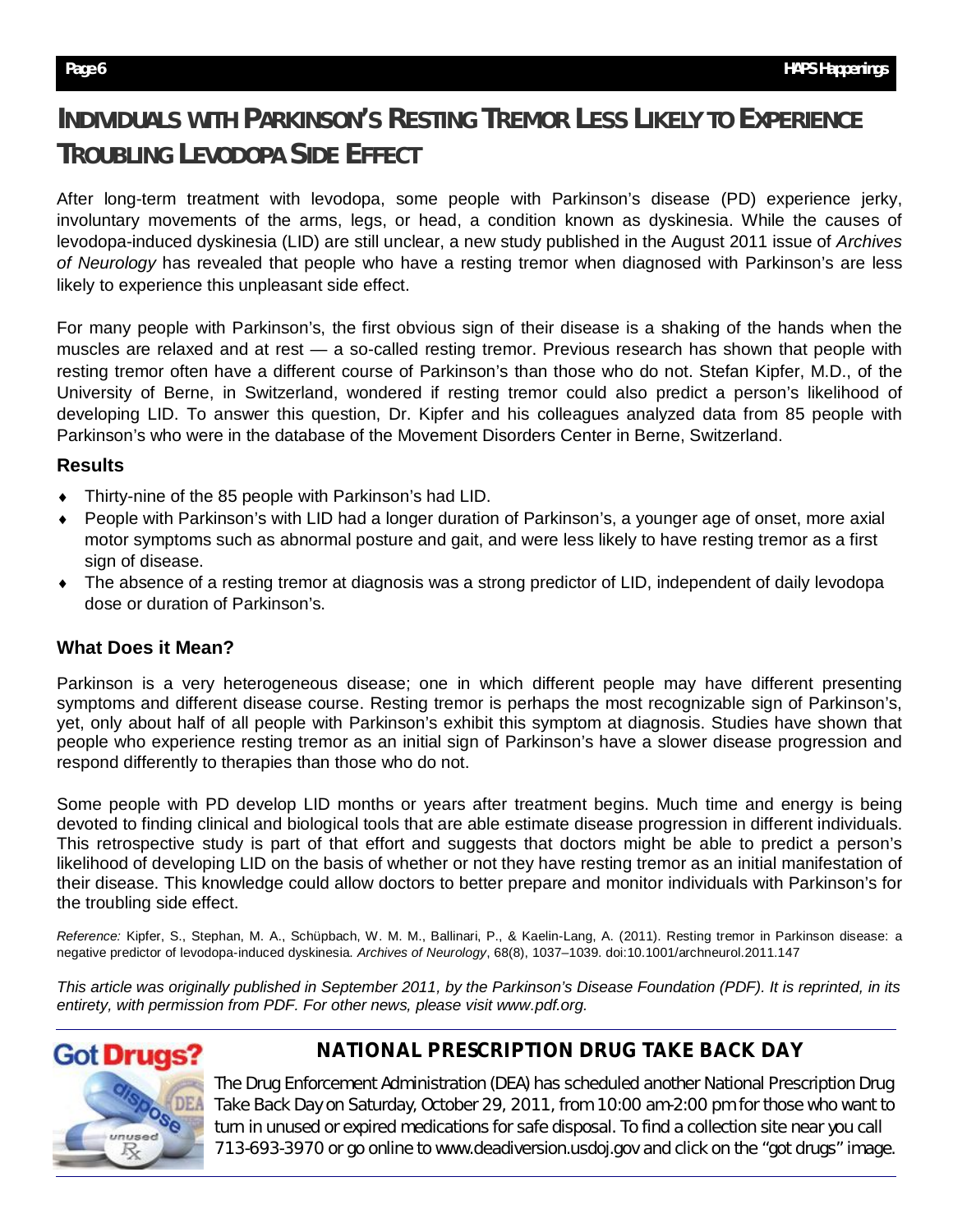# Individuals with Parkinson's Resting Tremor Less Likely to Experience Troubling Levodopa Side Effect

After long-term treatment with levodopa, some people with Parkinson's disease (PD) experience jerky, involuntary movements of the arms, legs, or head, a condition known as dyskinesia. While the causes of levodopa-induced dyskinesia (LID) are still unclear, a new study published in the August 2011 issue of *Archives of Neurology* has revealed that people who have a resting tremor when diagnosed with Parkinson's are less likely to experience this unpleasant side effect.

For many people with Parkinson's, the first obvious sign of their disease is a shaking of the hands when the muscles are relaxed and at rest — a so-called resting tremor. Previous research has shown that people with resting tremor often have a different course of Parkinson's than those who do not. Stefan Kipfer, M.D., of the University of Berne, in Switzerland, wondered if resting tremor could also predict a person's likelihood of developing LID. To answer this question, Dr. Kipfer and his colleagues analyzed data from 85 people with Parkinson's who were in the database of the Movement Disorders Center in Berne, Switzerland.

### Results

- Thirty-nine of the 85 people with Parkinson's had LID.
- People with Parkinson's with LID had a longer duration of Parkinson's, a younger age of onset, more axial motor symptoms such as abnormal posture and gait, and were less likely to have resting tremor as a first sign of disease.
- The absence of a resting tremor at diagnosis was a strong predictor of LID, independent of daily levodopa dose or duration of Parkinson's.

### What Does it Mean?

Parkinson is a very heterogeneous disease; one in which different people may have different presenting symptoms and different disease course. Resting tremor is perhaps the most recognizable sign of Parkinson's, yet, only about half of all people with Parkinson's exhibit this symptom at diagnosis. Studies have shown that people who experience resting tremor as an initial sign of Parkinson's have a slower disease progression and respond differently to therapies than those who do not.

Some people with PD develop LID months or years after treatment begins. Much time and energy is being devoted to finding clinical and biological tools that are able estimate disease progression in different individuals. This retrospective study is part of that effort and suggests that doctors might be able to predict a person's likelihood of developing LID on the basis of whether or not they have resting tremor as an initial manifestation of their disease. This knowledge could allow doctors to better prepare and monitor individuals with Parkinson's for the troubling side effect.

*Reference:* Kipfer, S., Stephan, M. A., Schüpbach, W. M. M., Ballinari, P., & Kaelin-Lang, A. (2011). Resting tremor in Parkinson disease: a negative predictor of levodopa-induced dyskinesia. *Archives of Neurology*, 68(8), 1037–1039. doi:10.1001/archneurol.2011.147

*This article was originally published in September 2011, by the Parkinson's Disease Foundation (PDF). It is reprinted, in its entirety, with permission from PDF. For other news, please visit www.pdf.org.*

---

## NATIONAL PRESCRIPTION DRUG TAKE BACK DAY

The Drug Enforcement Administration (DEA) has scheduled another National Prescription Drug Take Back Day on Saturday, October 29, 2011, from 10:00 am-2:00 pm for those who want to turn in unused or expired medications for safe disposal. To find a collection site near you call 713-693-3970 or go online to www.deadiversion.usdoj.gov and click on the "got drugs" image.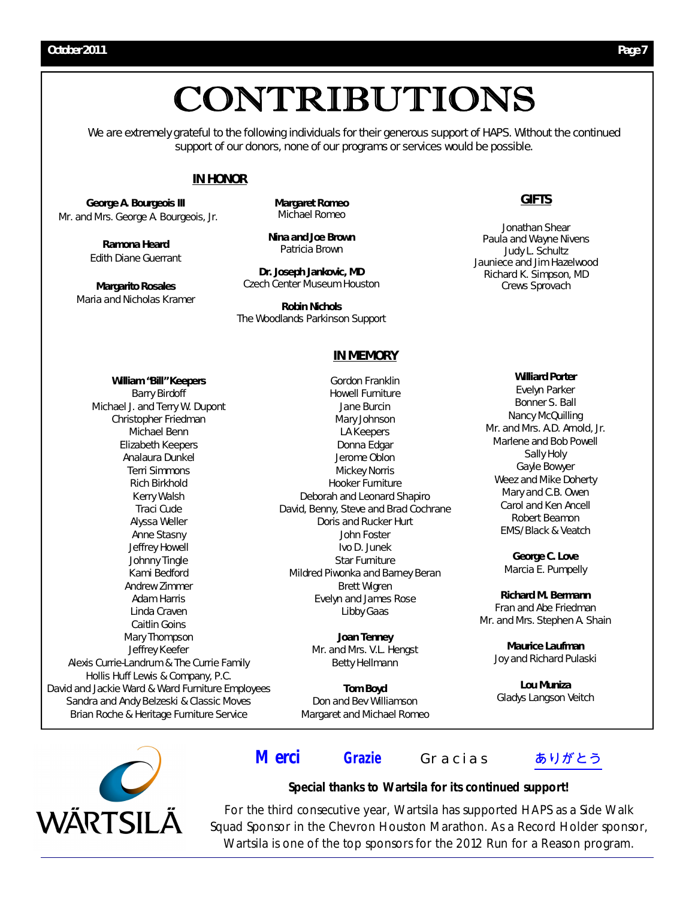# CONTRIBUTIONS

We are extremely grateful to the following individuals for their generous support of HAPS. Without the continued support of our donors, none of our programs or services would be possible.

## IN HONOR

**George A. Bourgeois III**
Mr. and Mrs. George A. Bourgeois, Jr.

**Ramona Heard**
Edith Diane Guerrant

**Margarito Rosales**
Maria and Nicholas Kramer

**Margaret Romeo**
Michael Romeo

**Nina and Joe Brown**
Patricia Brown

**Dr. Joseph Jankovic, MD**
Czech Center Museum Houston

**Robin Nichols**
The Woodlands Parkinson Support

## GIFTS

Jonathan Shear
Paula and Wayne Nivens
Judy L. Schultz
Jauniece and Jim Hazelwood
Richard K. Simpson, MD
Crews Sprovach

## IN MEMORY

**William "Bill" Keepers**
Barry Birdoff
Michael J. and Terry W. Dupont
Christopher Friedman
Michael Benn
Elizabeth Keepers
Analaura Dunkel
Terri Simmons
Rich Birkhold
Kerry Walsh
Traci Cude
Alyssa Weller
Anne Stasny
Jeffrey Howell
Johnny Tingle
Kami Bedford
Andrew Zimmer
Adam Harris
Linda Craven
Caitlin Goins
Mary Thompson
Jeffrey Keefer
Alexis Currie-Landrum & The Currie Family
Hollis Huff Lewis & Company, P.C.
David and Jackie Ward & Ward Furniture Employees
Sandra and Andy Belzeski & Classic Moves
Brian Roche & Heritage Furniture Service
Gordon Franklin
Howell Furniture
Jane Burcin
Mary Johnson
LA Keepers
Donna Edgar
Jerome Oblon
Mickey Norris
Hooker Furniture
Deborah and Leonard Shapiro
David, Benny, Steve and Brad Cochrane
Doris and Rucker Hurt
John Foster
Ivo D. Junek
Star Furniture
Mildred Piwonka and Barney Beran
Brett Wigren
Evelyn and James Rose
Libby Gaas

**Joan Tenney**
Mr. and Mrs. V.L. Hengst
Betty Hellmann

**Tom Boyd**
Don and Bev Williamson
Margaret and Michael Romeo

**Williard Porter**
Evelyn Parker
Bonner S. Ball
Nancy McQuilling
Mr. and Mrs. A.D. Arnold, Jr.
Marlene and Bob Powell
Sally Holy
Gayle Bowyer
Weez and Mike Doherty
Mary and C.B. Owen
Carol and Ken Ancell
Robert Beamon
EMS/Black & Veatch

**George C. Love**
Marcia E. Pumpelly

**Richard M. Bermann**
Fran and Abe Friedman
Mr. and Mrs. Stephen A. Shain

**Maurice Laufman**
Joy and Richard Pulaski

**Lou Muniza**
Gladys Langson Veitch

WÄRTSILÄ

**Merci** **Grazie** Gracias ありがとう

**Special thanks to Wartsila for its continued support!**

*For the third consecutive year, Wartsila has supported HAPS as a Side Walk Squad Sponsor in the Chevron Houston Marathon. As a Record Holder sponsor, Wartsila is one of the top sponsors for the 2012 Run for a Reason program.*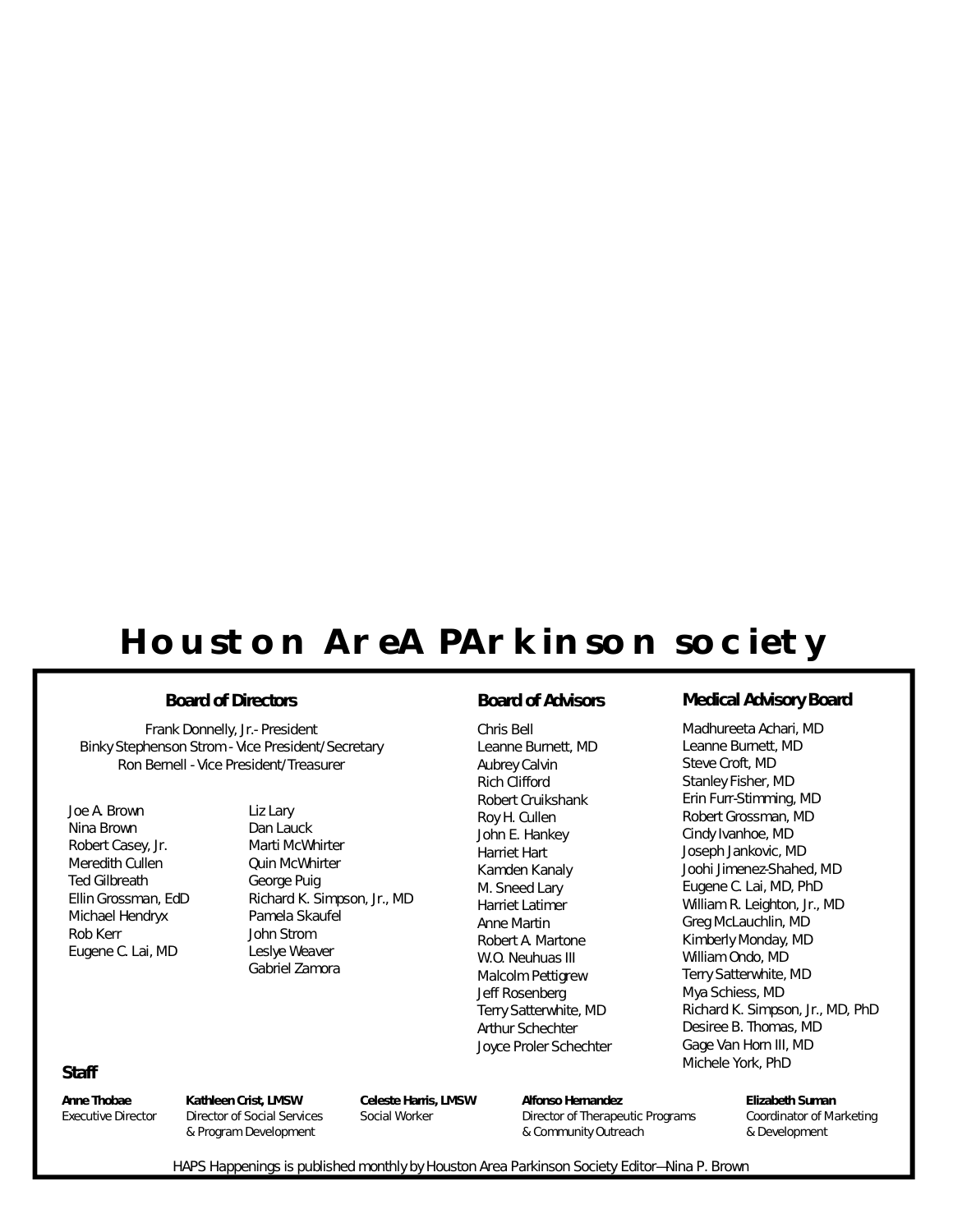# Houston Area Parkinson Society

## Board of Directors

Frank Donnelly, Jr.- President
Binky Stephenson Strom - Vice President/Secretary
Ron Bernell - Vice President/Treasurer

Joe A. Brown
Nina Brown
Robert Casey, Jr.
Meredith Cullen
Ted Gilbreath
Ellin Grossman, EdD
Michael Hendryx
Rob Kerr
Eugene C. Lai, MD
Liz Lary
Dan Lauck
Marti McWhirter
Quin McWhirter
George Puig
Richard K. Simpson, Jr., MD
Pamela Skaufel
John Strom
Leslye Weaver
Gabriel Zamora

## Board of Advisors

Chris Bell
Leanne Burnett, MD
Aubrey Calvin
Rich Clifford
Robert Cruikshank
Roy H. Cullen
John E. Hankey
Harriet Hart
Kamden Kanaly
M. Sneed Lary
Harriet Latimer
Anne Martin
Robert A. Martone
W.O. Neuhuas III
Malcolm Pettigrew
Jeff Rosenberg
Terry Satterwhite, MD
Arthur Schechter
Joyce Proler Schechter

## Medical Advisory Board

Madhureeta Achari, MD
Leanne Burnett, MD
Steve Croft, MD
Stanley Fisher, MD
Erin Furr-Stimming, MD
Robert Grossman, MD
Cindy Ivanhoe, MD
Joseph Jankovic, MD
Joohi Jimenez-Shahed, MD
Eugene C. Lai, MD, PhD
William R. Leighton, Jr., MD
Greg McLauchlin, MD
Kimberly Monday, MD
William Ondo, MD
Terry Satterwhite, MD
Mya Schiess, MD
Richard K. Simpson, Jr., MD, PhD
Desiree B. Thomas, MD
Gage Van Horn III, MD
Michele York, PhD

## Staff

**Anne Thobae**
Executive Director

**Kathleen Crist, LMSW**
Director of Social Services & Program Development

**Celeste Harris, LMSW**
Social Worker

**Alfonso Hernandez**
Director of Therapeutic Programs & Community Outreach

**Elizabeth Suman**
Coordinator of Marketing & Development

HAPS Happenings is published monthly by Houston Area Parkinson Society Editor—Nina P. Brown